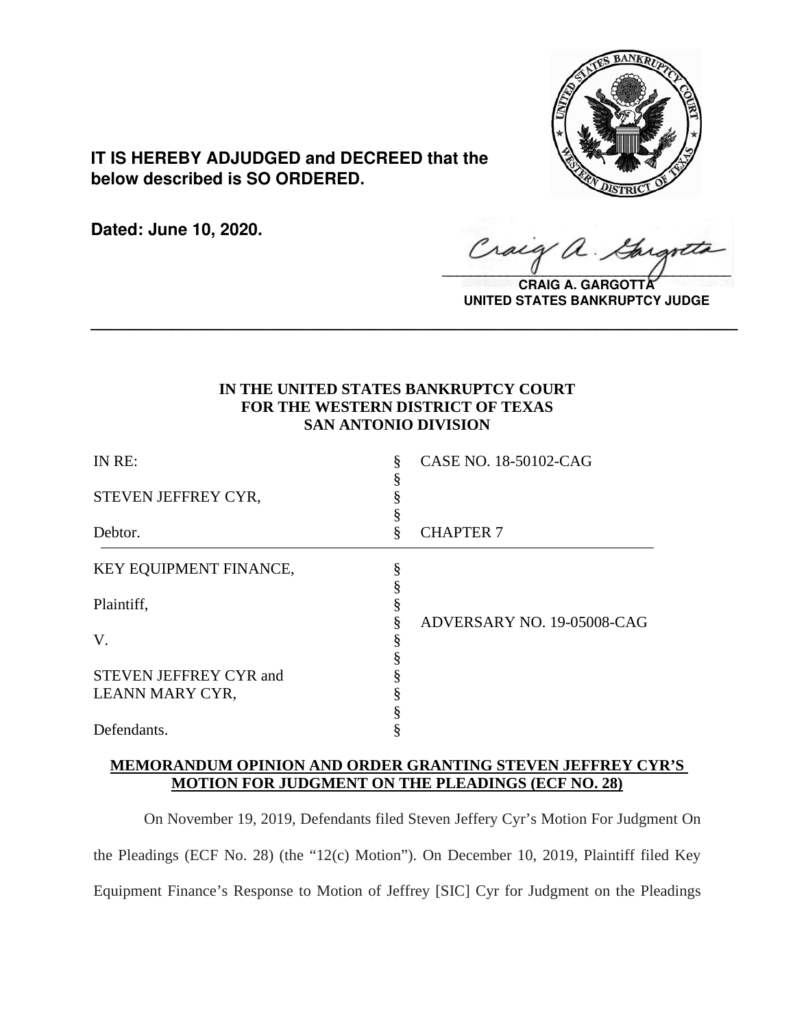**IT IS HEREBY ADJUDGED and DECREED that the below described is SO ORDERED.**

**Dated: June 10, 2020.**

**CRAIG A. GARGOTTA**
**UNITED STATES BANKRUPTCY JUDGE**

---

**IN THE UNITED STATES BANKRUPTCY COURT**
**FOR THE WESTERN DISTRICT OF TEXAS**
**SAN ANTONIO DIVISION**

| | | |
|---|---|---|
| IN RE: | § | CASE NO. 18-50102-CAG |
| | § | |
| STEVEN JEFFREY CYR, | § | |
| | § | |
| Debtor. | § | CHAPTER 7 |
| KEY EQUIPMENT FINANCE, | § | |
| | § | |
| Plaintiff, | § | |
| | § | ADVERSARY NO. 19-05008-CAG |
| V. | § | |
| | § | |
| STEVEN JEFFREY CYR and LEANN MARY CYR, | § | |
| | § | |
| Defendants. | § | |

**MEMORANDUM OPINION AND ORDER GRANTING STEVEN JEFFREY CYR'S MOTION FOR JUDGMENT ON THE PLEADINGS (ECF NO. 28)**

On November 19, 2019, Defendants filed Steven Jeffery Cyr's Motion For Judgment On the Pleadings (ECF No. 28) (the "12(c) Motion"). On December 10, 2019, Plaintiff filed Key Equipment Finance's Response to Motion of Jeffrey [SIC] Cyr for Judgment on the Pleadings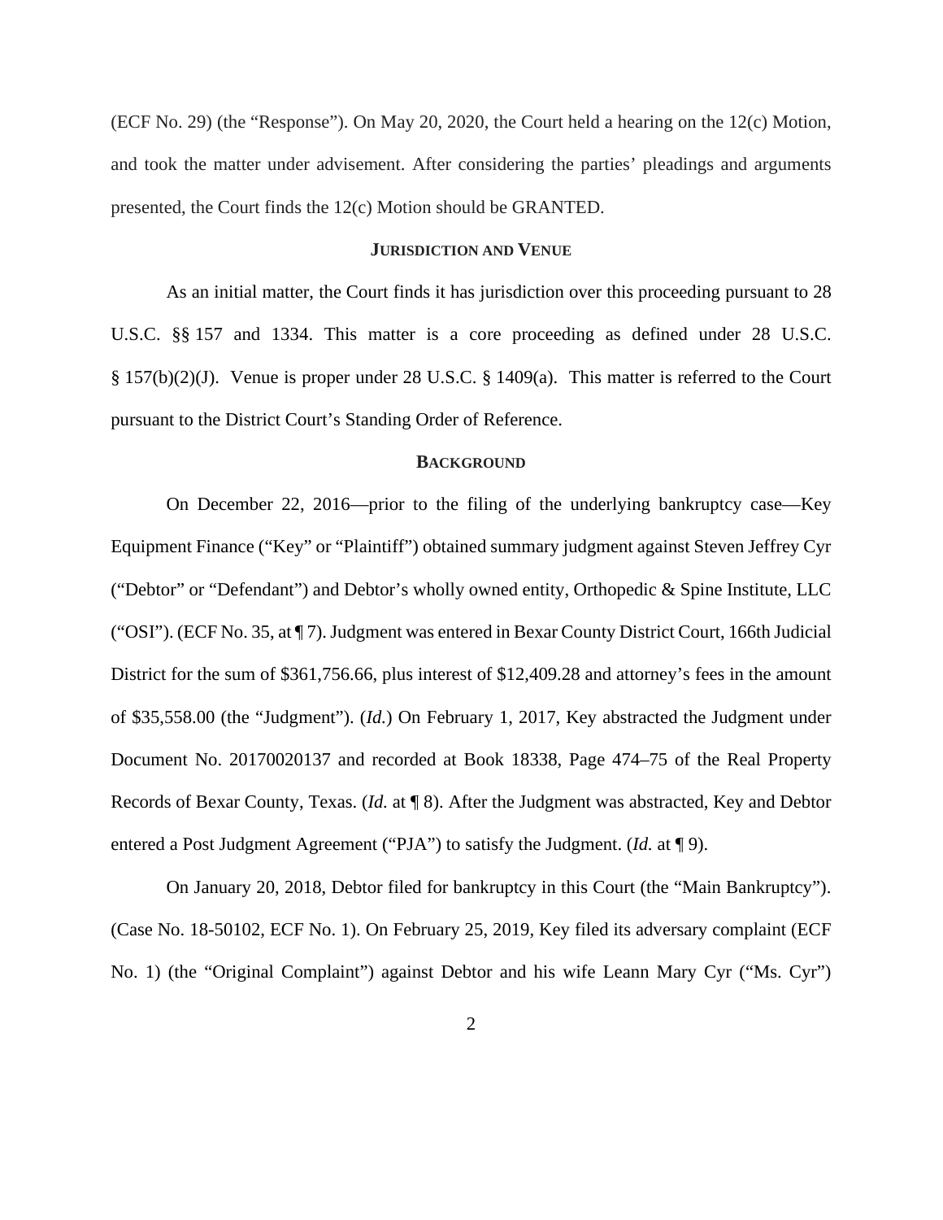(ECF No. 29) (the "Response"). On May 20, 2020, the Court held a hearing on the 12(c) Motion, and took the matter under advisement. After considering the parties' pleadings and arguments presented, the Court finds the 12(c) Motion should be GRANTED.

## JURISDICTION AND VENUE

As an initial matter, the Court finds it has jurisdiction over this proceeding pursuant to 28 U.S.C. §§ 157 and 1334. This matter is a core proceeding as defined under 28 U.S.C. § 157(b)(2)(J). Venue is proper under 28 U.S.C. § 1409(a). This matter is referred to the Court pursuant to the District Court's Standing Order of Reference.

## BACKGROUND

On December 22, 2016—prior to the filing of the underlying bankruptcy case—Key Equipment Finance ("Key" or "Plaintiff") obtained summary judgment against Steven Jeffrey Cyr ("Debtor" or "Defendant") and Debtor's wholly owned entity, Orthopedic & Spine Institute, LLC ("OSI"). (ECF No. 35, at ¶ 7). Judgment was entered in Bexar County District Court, 166th Judicial District for the sum of $361,756.66, plus interest of $12,409.28 and attorney's fees in the amount of $35,558.00 (the "Judgment"). (*Id.*) On February 1, 2017, Key abstracted the Judgment under Document No. 20170020137 and recorded at Book 18338, Page 474–75 of the Real Property Records of Bexar County, Texas. (*Id.* at ¶ 8). After the Judgment was abstracted, Key and Debtor entered a Post Judgment Agreement ("PJA") to satisfy the Judgment. (*Id.* at ¶ 9).

On January 20, 2018, Debtor filed for bankruptcy in this Court (the "Main Bankruptcy"). (Case No. 18-50102, ECF No. 1). On February 25, 2019, Key filed its adversary complaint (ECF No. 1) (the "Original Complaint") against Debtor and his wife Leann Mary Cyr ("Ms. Cyr")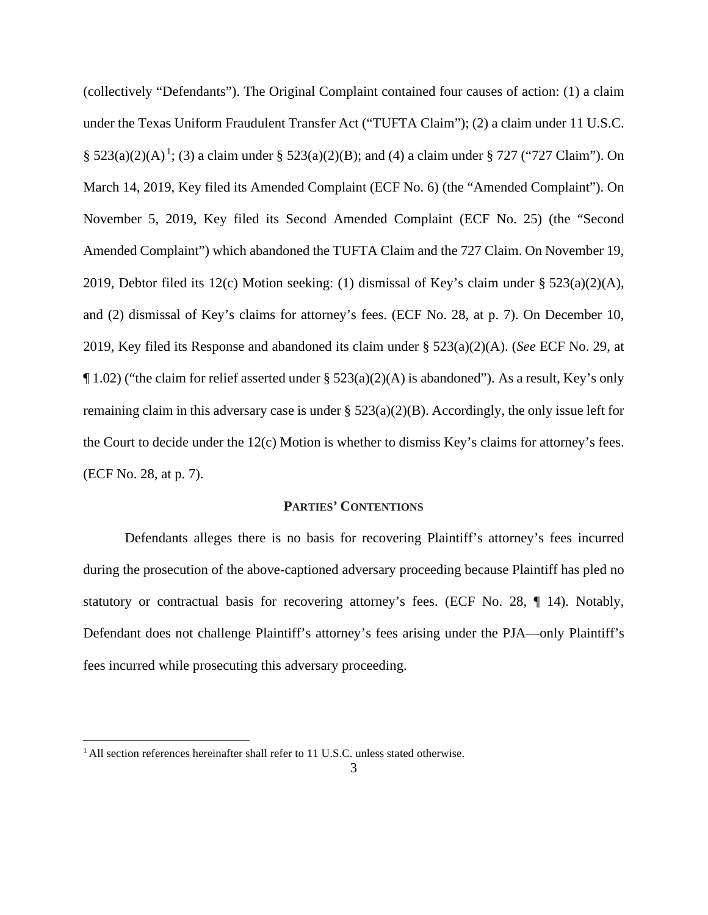(collectively "Defendants"). The Original Complaint contained four causes of action: (1) a claim under the Texas Uniform Fraudulent Transfer Act ("TUFTA Claim"); (2) a claim under 11 U.S.C. § 523(a)(2)(A)[1]; (3) a claim under § 523(a)(2)(B); and (4) a claim under § 727 ("727 Claim"). On March 14, 2019, Key filed its Amended Complaint (ECF No. 6) (the "Amended Complaint"). On November 5, 2019, Key filed its Second Amended Complaint (ECF No. 25) (the "Second Amended Complaint") which abandoned the TUFTA Claim and the 727 Claim. On November 19, 2019, Debtor filed its 12(c) Motion seeking: (1) dismissal of Key's claim under § 523(a)(2)(A), and (2) dismissal of Key's claims for attorney's fees. (ECF No. 28, at p. 7). On December 10, 2019, Key filed its Response and abandoned its claim under § 523(a)(2)(A). (*See* ECF No. 29, at ¶ 1.02) ("the claim for relief asserted under § 523(a)(2)(A) is abandoned"). As a result, Key's only remaining claim in this adversary case is under § 523(a)(2)(B). Accordingly, the only issue left for the Court to decide under the 12(c) Motion is whether to dismiss Key's claims for attorney's fees. (ECF No. 28, at p. 7).

## PARTIES' CONTENTIONS

Defendants alleges there is no basis for recovering Plaintiff's attorney's fees incurred during the prosecution of the above-captioned adversary proceeding because Plaintiff has pled no statutory or contractual basis for recovering attorney's fees. (ECF No. 28, ¶ 14). Notably, Defendant does not challenge Plaintiff's attorney's fees arising under the PJA—only Plaintiff's fees incurred while prosecuting this adversary proceeding.

[1] All section references hereinafter shall refer to 11 U.S.C. unless stated otherwise.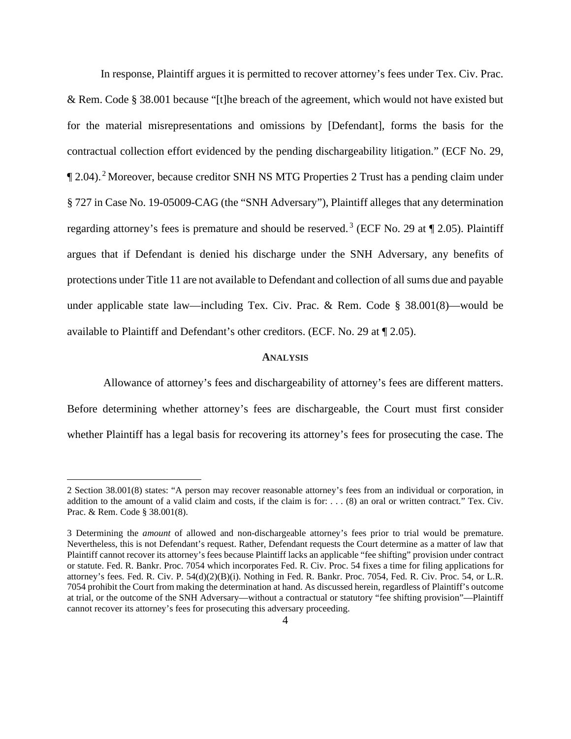In response, Plaintiff argues it is permitted to recover attorney's fees under Tex. Civ. Prac. & Rem. Code § 38.001 because "[t]he breach of the agreement, which would not have existed but for the material misrepresentations and omissions by [Defendant], forms the basis for the contractual collection effort evidenced by the pending dischargeability litigation." (ECF No. 29, ¶ 2.04).[2] Moreover, because creditor SNH NS MTG Properties 2 Trust has a pending claim under § 727 in Case No. 19-05009-CAG (the "SNH Adversary"), Plaintiff alleges that any determination regarding attorney's fees is premature and should be reserved.[3] (ECF No. 29 at ¶ 2.05). Plaintiff argues that if Defendant is denied his discharge under the SNH Adversary, any benefits of protections under Title 11 are not available to Defendant and collection of all sums due and payable under applicable state law—including Tex. Civ. Prac. & Rem. Code § 38.001(8)—would be available to Plaintiff and Defendant's other creditors. (ECF. No. 29 at ¶ 2.05).

## ANALYSIS

Allowance of attorney's fees and dischargeability of attorney's fees are different matters. Before determining whether attorney's fees are dischargeable, the Court must first consider whether Plaintiff has a legal basis for recovering its attorney's fees for prosecuting the case. The

---

2 Section 38.001(8) states: "A person may recover reasonable attorney's fees from an individual or corporation, in addition to the amount of a valid claim and costs, if the claim is for: . . . (8) an oral or written contract." Tex. Civ. Prac. & Rem. Code § 38.001(8).

3 Determining the *amount* of allowed and non-dischargeable attorney's fees prior to trial would be premature. Nevertheless, this is not Defendant's request. Rather, Defendant requests the Court determine as a matter of law that Plaintiff cannot recover its attorney's fees because Plaintiff lacks an applicable "fee shifting" provision under contract or statute. Fed. R. Bankr. Proc. 7054 which incorporates Fed. R. Civ. Proc. 54 fixes a time for filing applications for attorney's fees. Fed. R. Civ. P. 54(d)(2)(B)(i). Nothing in Fed. R. Bankr. Proc. 7054, Fed. R. Civ. Proc. 54, or L.R. 7054 prohibit the Court from making the determination at hand. As discussed herein, regardless of Plaintiff's outcome at trial, or the outcome of the SNH Adversary—without a contractual or statutory "fee shifting provision"—Plaintiff cannot recover its attorney's fees for prosecuting this adversary proceeding.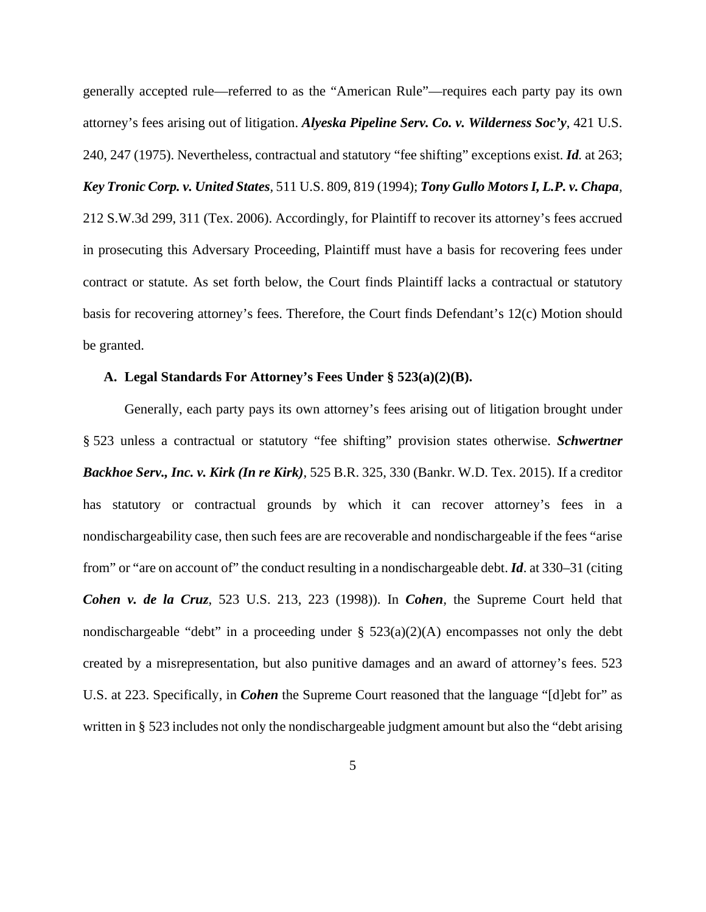generally accepted rule—referred to as the "American Rule"—requires each party pay its own attorney's fees arising out of litigation. ***Alyeska Pipeline Serv. Co. v. Wilderness Soc'y***, 421 U.S. 240, 247 (1975). Nevertheless, contractual and statutory "fee shifting" exceptions exist. ***Id.*** at 263; ***Key Tronic Corp. v. United States***, 511 U.S. 809, 819 (1994); ***Tony Gullo Motors I, L.P. v. Chapa***, 212 S.W.3d 299, 311 (Tex. 2006). Accordingly, for Plaintiff to recover its attorney's fees accrued in prosecuting this Adversary Proceeding, Plaintiff must have a basis for recovering fees under contract or statute. As set forth below, the Court finds Plaintiff lacks a contractual or statutory basis for recovering attorney's fees. Therefore, the Court finds Defendant's 12(c) Motion should be granted.

**A. Legal Standards For Attorney's Fees Under § 523(a)(2)(B).**

Generally, each party pays its own attorney's fees arising out of litigation brought under § 523 unless a contractual or statutory "fee shifting" provision states otherwise. ***Schwertner Backhoe Serv., Inc. v. Kirk (In re Kirk)***, 525 B.R. 325, 330 (Bankr. W.D. Tex. 2015). If a creditor has statutory or contractual grounds by which it can recover attorney's fees in a nondischargeability case, then such fees are are recoverable and nondischargeable if the fees "arise from" or "are on account of" the conduct resulting in a nondischargeable debt. ***Id***. at 330–31 (citing ***Cohen v. de la Cruz***, 523 U.S. 213, 223 (1998)). In ***Cohen***, the Supreme Court held that nondischargeable "debt" in a proceeding under § 523(a)(2)(A) encompasses not only the debt created by a misrepresentation, but also punitive damages and an award of attorney's fees. 523 U.S. at 223. Specifically, in ***Cohen*** the Supreme Court reasoned that the language "[d]ebt for" as written in § 523 includes not only the nondischargeable judgment amount but also the "debt arising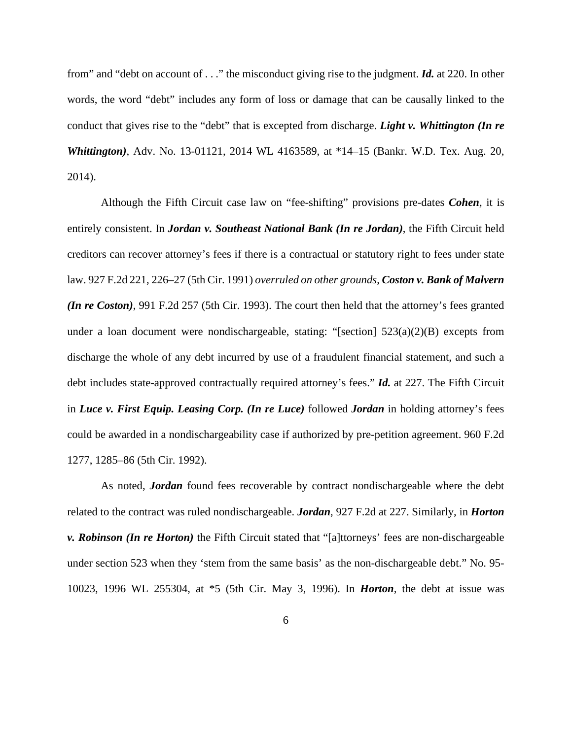from" and "debt on account of . . ." the misconduct giving rise to the judgment. ***Id.*** at 220. In other words, the word "debt" includes any form of loss or damage that can be causally linked to the conduct that gives rise to the "debt" that is excepted from discharge. ***Light v. Whittington (In re Whittington)***, Adv. No. 13-01121, 2014 WL 4163589, at *14–15 (Bankr. W.D. Tex. Aug. 20, 2014).

Although the Fifth Circuit case law on "fee-shifting" provisions pre-dates ***Cohen***, it is entirely consistent. In ***Jordan v. Southeast National Bank (In re Jordan)***, the Fifth Circuit held creditors can recover attorney's fees if there is a contractual or statutory right to fees under state law. 927 F.2d 221, 226–27 (5th Cir. 1991) *overruled on other grounds*, ***Coston v. Bank of Malvern (In re Coston)***, 991 F.2d 257 (5th Cir. 1993). The court then held that the attorney's fees granted under a loan document were nondischargeable, stating: "[section] 523(a)(2)(B) excepts from discharge the whole of any debt incurred by use of a fraudulent financial statement, and such a debt includes state-approved contractually required attorney's fees." ***Id.*** at 227. The Fifth Circuit in ***Luce v. First Equip. Leasing Corp. (In re Luce)*** followed ***Jordan*** in holding attorney's fees could be awarded in a nondischargeability case if authorized by pre-petition agreement. 960 F.2d 1277, 1285–86 (5th Cir. 1992).

As noted, ***Jordan*** found fees recoverable by contract nondischargeable where the debt related to the contract was ruled nondischargeable. ***Jordan***, 927 F.2d at 227. Similarly, in ***Horton v. Robinson (In re Horton)*** the Fifth Circuit stated that "[a]ttorneys' fees are non-dischargeable under section 523 when they 'stem from the same basis' as the non-dischargeable debt." No. 95-10023, 1996 WL 255304, at *5 (5th Cir. May 3, 1996). In ***Horton***, the debt at issue was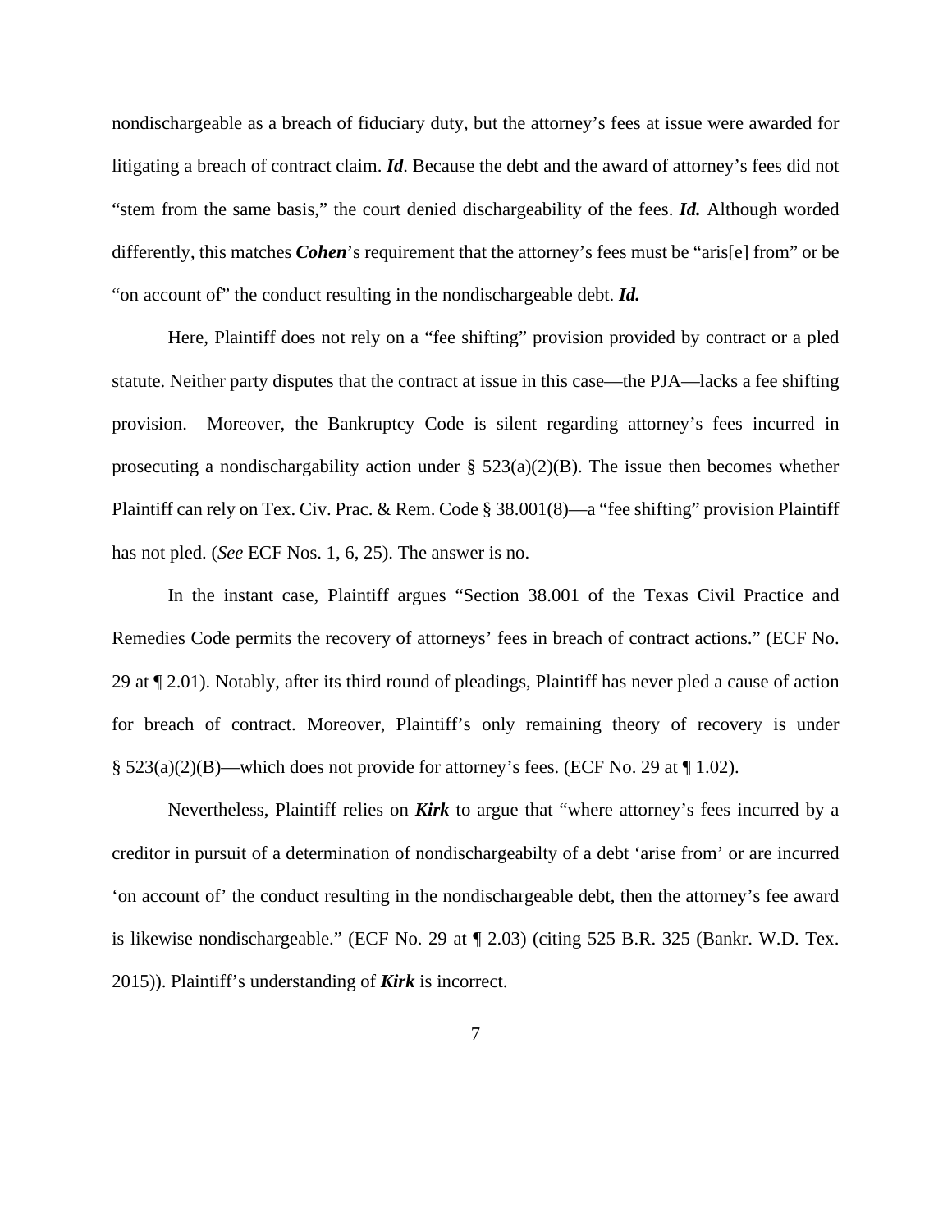nondischargeable as a breach of fiduciary duty, but the attorney's fees at issue were awarded for litigating a breach of contract claim. ***Id***. Because the debt and the award of attorney's fees did not "stem from the same basis," the court denied dischargeability of the fees. ***Id.*** Although worded differently, this matches ***Cohen***'s requirement that the attorney's fees must be "aris[e] from" or be "on account of" the conduct resulting in the nondischargeable debt. ***Id.***

Here, Plaintiff does not rely on a "fee shifting" provision provided by contract or a pled statute. Neither party disputes that the contract at issue in this case—the PJA—lacks a fee shifting provision. Moreover, the Bankruptcy Code is silent regarding attorney's fees incurred in prosecuting a nondischargability action under § 523(a)(2)(B). The issue then becomes whether Plaintiff can rely on Tex. Civ. Prac. & Rem. Code § 38.001(8)—a "fee shifting" provision Plaintiff has not pled. (*See* ECF Nos. 1, 6, 25). The answer is no.

In the instant case, Plaintiff argues "Section 38.001 of the Texas Civil Practice and Remedies Code permits the recovery of attorneys' fees in breach of contract actions." (ECF No. 29 at ¶ 2.01). Notably, after its third round of pleadings, Plaintiff has never pled a cause of action for breach of contract. Moreover, Plaintiff's only remaining theory of recovery is under § 523(a)(2)(B)—which does not provide for attorney's fees. (ECF No. 29 at ¶ 1.02).

Nevertheless, Plaintiff relies on ***Kirk*** to argue that "where attorney's fees incurred by a creditor in pursuit of a determination of nondischargeabilty of a debt 'arise from' or are incurred 'on account of' the conduct resulting in the nondischargeable debt, then the attorney's fee award is likewise nondischargeable." (ECF No. 29 at ¶ 2.03) (citing 525 B.R. 325 (Bankr. W.D. Tex. 2015)). Plaintiff's understanding of ***Kirk*** is incorrect.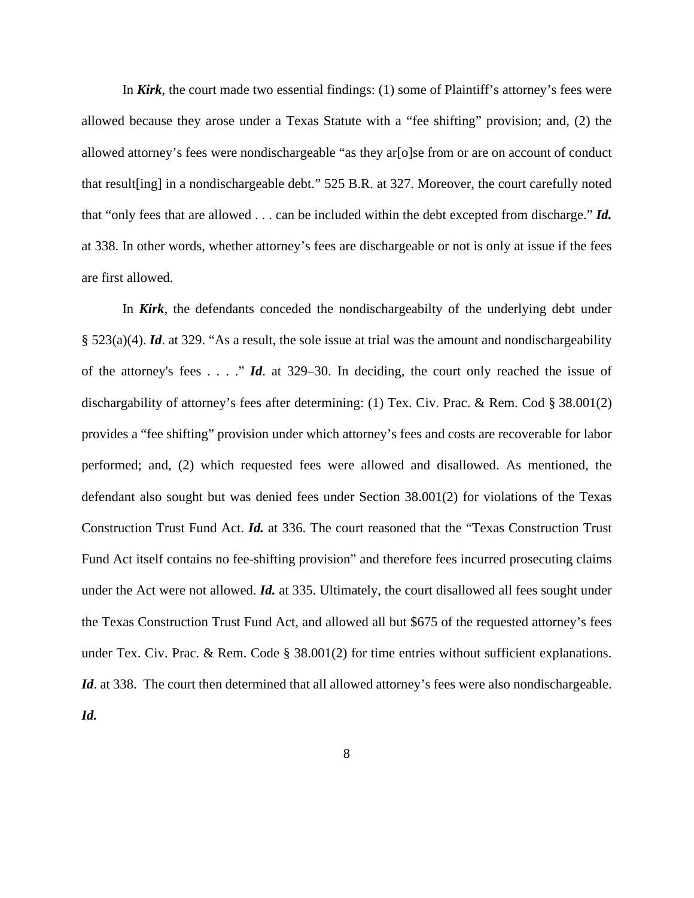In ***Kirk***, the court made two essential findings: (1) some of Plaintiff's attorney's fees were allowed because they arose under a Texas Statute with a "fee shifting" provision; and, (2) the allowed attorney's fees were nondischargeable "as they ar[o]se from or are on account of conduct that result[ing] in a nondischargeable debt." 525 B.R. at 327. Moreover, the court carefully noted that "only fees that are allowed . . . can be included within the debt excepted from discharge." ***Id.*** at 338. In other words, whether attorney's fees are dischargeable or not is only at issue if the fees are first allowed.

In ***Kirk***, the defendants conceded the nondischargeabilty of the underlying debt under § 523(a)(4). ***Id***. at 329. "As a result, the sole issue at trial was the amount and nondischargeability of the attorney's fees . . . ." ***Id***. at 329–30. In deciding, the court only reached the issue of dischargability of attorney's fees after determining: (1) Tex. Civ. Prac. & Rem. Cod § 38.001(2) provides a "fee shifting" provision under which attorney's fees and costs are recoverable for labor performed; and, (2) which requested fees were allowed and disallowed. As mentioned, the defendant also sought but was denied fees under Section 38.001(2) for violations of the Texas Construction Trust Fund Act. ***Id.*** at 336. The court reasoned that the "Texas Construction Trust Fund Act itself contains no fee-shifting provision" and therefore fees incurred prosecuting claims under the Act were not allowed. ***Id.*** at 335. Ultimately, the court disallowed all fees sought under the Texas Construction Trust Fund Act, and allowed all but $675 of the requested attorney's fees under Tex. Civ. Prac. & Rem. Code § 38.001(2) for time entries without sufficient explanations. ***Id***. at 338. The court then determined that all allowed attorney's fees were also nondischargeable. ***Id.***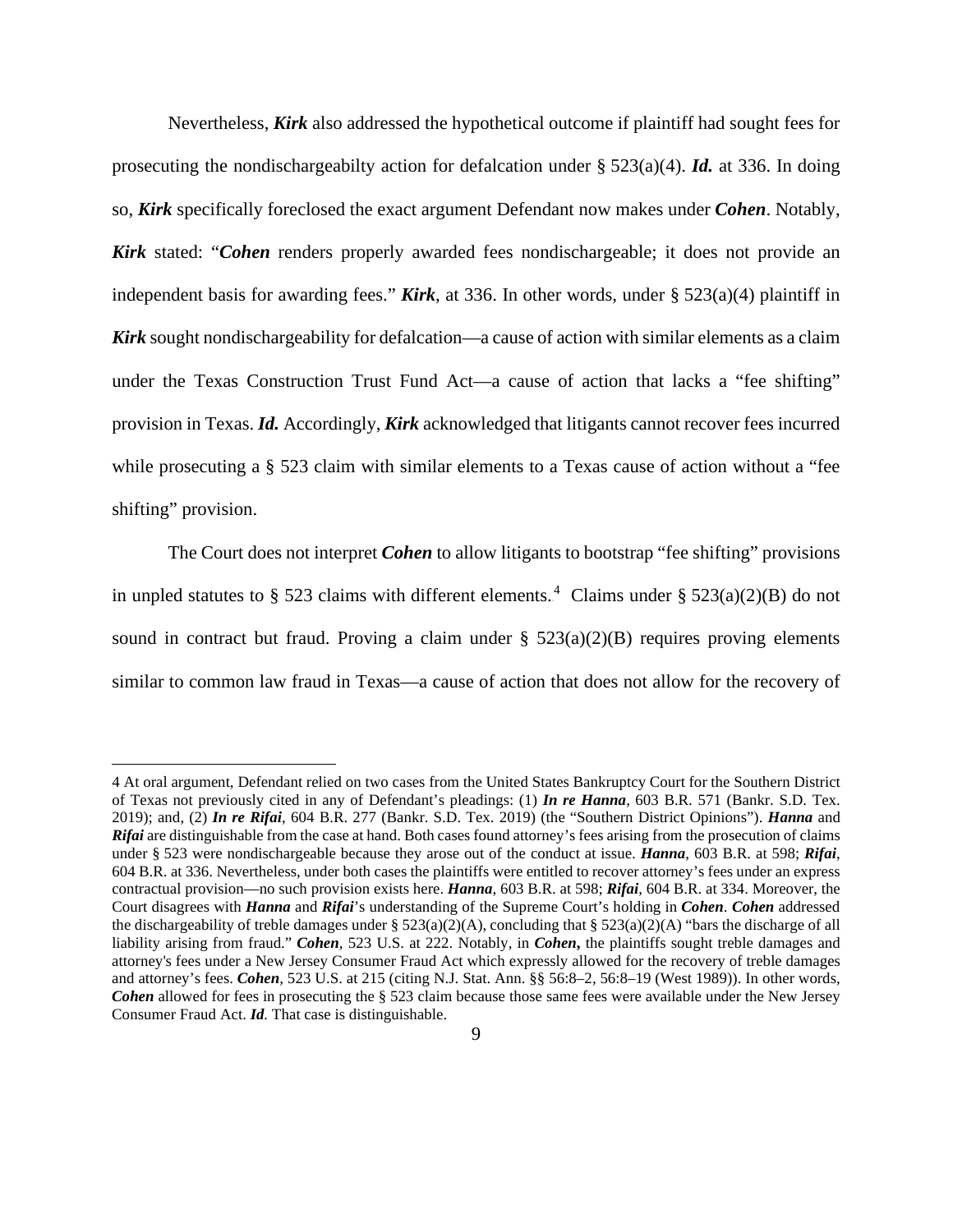Nevertheless, ***Kirk*** also addressed the hypothetical outcome if plaintiff had sought fees for prosecuting the nondischargeabilty action for defalcation under § 523(a)(4). ***Id.*** at 336. In doing so, ***Kirk*** specifically foreclosed the exact argument Defendant now makes under ***Cohen***. Notably, ***Kirk*** stated: "***Cohen*** renders properly awarded fees nondischargeable; it does not provide an independent basis for awarding fees." ***Kirk***, at 336. In other words, under § 523(a)(4) plaintiff in ***Kirk*** sought nondischargeability for defalcation—a cause of action with similar elements as a claim under the Texas Construction Trust Fund Act—a cause of action that lacks a "fee shifting" provision in Texas. ***Id.*** Accordingly, ***Kirk*** acknowledged that litigants cannot recover fees incurred while prosecuting a § 523 claim with similar elements to a Texas cause of action without a "fee shifting" provision.

The Court does not interpret ***Cohen*** to allow litigants to bootstrap "fee shifting" provisions in unpled statutes to § 523 claims with different elements.[4] Claims under § 523(a)(2)(B) do not sound in contract but fraud. Proving a claim under § 523(a)(2)(B) requires proving elements similar to common law fraud in Texas—a cause of action that does not allow for the recovery of

4 At oral argument, Defendant relied on two cases from the United States Bankruptcy Court for the Southern District of Texas not previously cited in any of Defendant's pleadings: (1) ***In re Hanna***, 603 B.R. 571 (Bankr. S.D. Tex. 2019); and, (2) ***In re Rifai***, 604 B.R. 277 (Bankr. S.D. Tex. 2019) (the "Southern District Opinions"). ***Hanna*** and ***Rifai*** are distinguishable from the case at hand. Both cases found attorney's fees arising from the prosecution of claims under § 523 were nondischargeable because they arose out of the conduct at issue. ***Hanna***, 603 B.R. at 598; ***Rifai***, 604 B.R. at 336. Nevertheless, under both cases the plaintiffs were entitled to recover attorney's fees under an express contractual provision—no such provision exists here. ***Hanna***, 603 B.R. at 598; ***Rifai***, 604 B.R. at 334. Moreover, the Court disagrees with ***Hanna*** and ***Rifai***'s understanding of the Supreme Court's holding in ***Cohen***. ***Cohen*** addressed the dischargeability of treble damages under § 523(a)(2)(A), concluding that § 523(a)(2)(A) "bars the discharge of all liability arising from fraud." ***Cohen***, 523 U.S. at 222. Notably, in ***Cohen,*** the plaintiffs sought treble damages and attorney's fees under a New Jersey Consumer Fraud Act which expressly allowed for the recovery of treble damages and attorney's fees. ***Cohen***, 523 U.S. at 215 (citing N.J. Stat. Ann. §§ 56:8–2, 56:8–19 (West 1989)). In other words, ***Cohen*** allowed for fees in prosecuting the § 523 claim because those same fees were available under the New Jersey Consumer Fraud Act. ***Id.*** That case is distinguishable.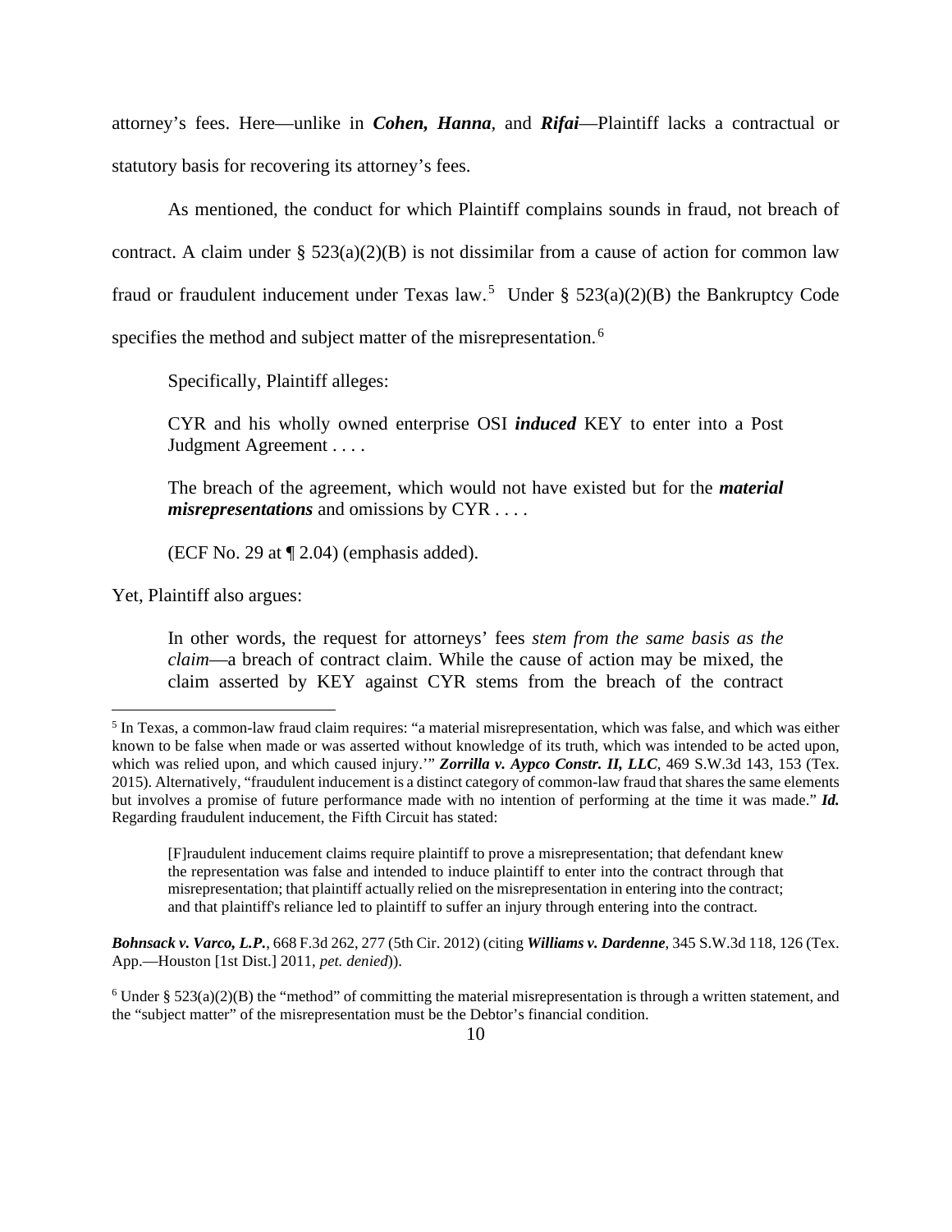attorney's fees. Here—unlike in ***Cohen, Hanna***, and ***Rifai***—Plaintiff lacks a contractual or statutory basis for recovering its attorney's fees.

As mentioned, the conduct for which Plaintiff complains sounds in fraud, not breach of contract. A claim under § 523(a)(2)(B) is not dissimilar from a cause of action for common law fraud or fraudulent inducement under Texas law.[5] Under § 523(a)(2)(B) the Bankruptcy Code specifies the method and subject matter of the misrepresentation.[6]

Specifically, Plaintiff alleges:

> CYR and his wholly owned enterprise OSI ***induced*** KEY to enter into a Post Judgment Agreement . . . .
>
> The breach of the agreement, which would not have existed but for the ***material misrepresentations*** and omissions by CYR . . . .
>
> (ECF No. 29 at ¶ 2.04) (emphasis added).

Yet, Plaintiff also argues:

> In other words, the request for attorneys' fees *stem from the same basis as the claim*—a breach of contract claim. While the cause of action may be mixed, the claim asserted by KEY against CYR stems from the breach of the contract

---

[5] In Texas, a common-law fraud claim requires: "a material misrepresentation, which was false, and which was either known to be false when made or was asserted without knowledge of its truth, which was intended to be acted upon, which was relied upon, and which caused injury.'" ***Zorrilla v. Aypco Constr. II, LLC***, 469 S.W.3d 143, 153 (Tex. 2015). Alternatively, "fraudulent inducement is a distinct category of common-law fraud that shares the same elements but involves a promise of future performance made with no intention of performing at the time it was made." ***Id.*** Regarding fraudulent inducement, the Fifth Circuit has stated:

> [F]raudulent inducement claims require plaintiff to prove a misrepresentation; that defendant knew the representation was false and intended to induce plaintiff to enter into the contract through that misrepresentation; that plaintiff actually relied on the misrepresentation in entering into the contract; and that plaintiff's reliance led to plaintiff to suffer an injury through entering into the contract.

***Bohnsack v. Varco, L.P.***, 668 F.3d 262, 277 (5th Cir. 2012) (citing ***Williams v. Dardenne***, 345 S.W.3d 118, 126 (Tex. App.—Houston [1st Dist.] 2011, *pet. denied*)).

[6] Under § 523(a)(2)(B) the "method" of committing the material misrepresentation is through a written statement, and the "subject matter" of the misrepresentation must be the Debtor's financial condition.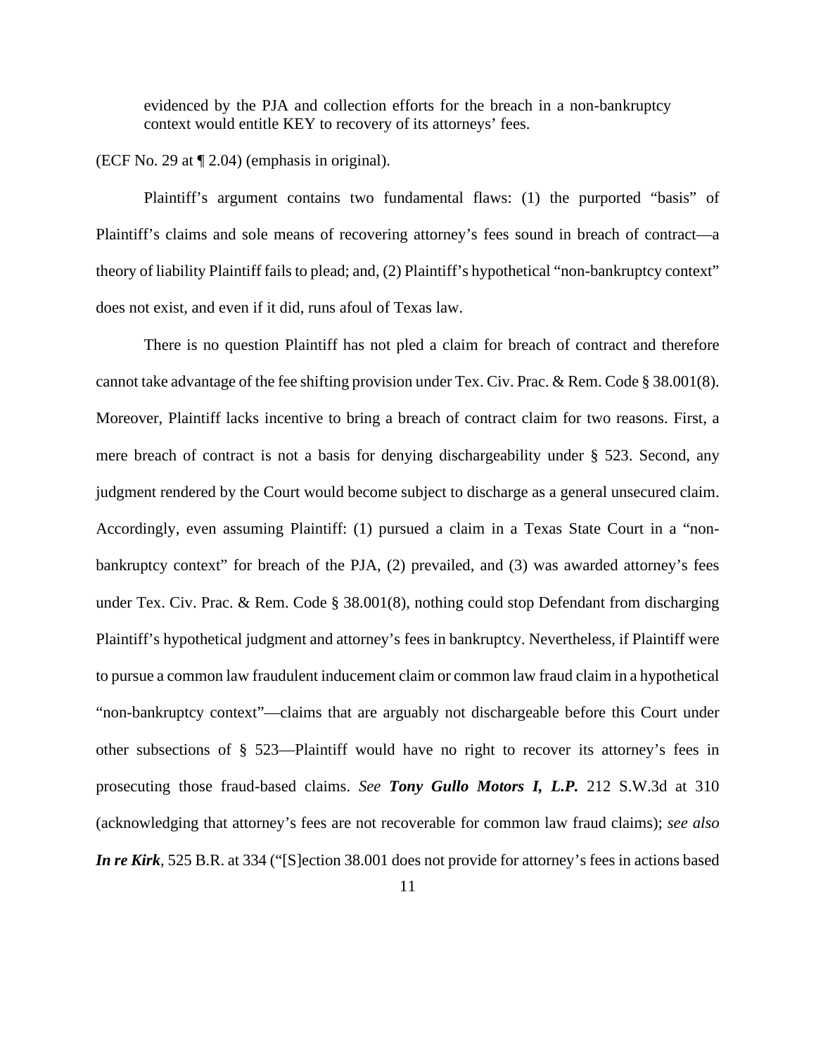evidenced by the PJA and collection efforts for the breach in a non-bankruptcy context would entitle KEY to recovery of its attorneys' fees.

(ECF No. 29 at ¶ 2.04) (emphasis in original).

Plaintiff's argument contains two fundamental flaws: (1) the purported "basis" of Plaintiff's claims and sole means of recovering attorney's fees sound in breach of contract—a theory of liability Plaintiff fails to plead; and, (2) Plaintiff's hypothetical "non-bankruptcy context" does not exist, and even if it did, runs afoul of Texas law.

There is no question Plaintiff has not pled a claim for breach of contract and therefore cannot take advantage of the fee shifting provision under Tex. Civ. Prac. & Rem. Code § 38.001(8). Moreover, Plaintiff lacks incentive to bring a breach of contract claim for two reasons. First, a mere breach of contract is not a basis for denying dischargeability under § 523. Second, any judgment rendered by the Court would become subject to discharge as a general unsecured claim. Accordingly, even assuming Plaintiff: (1) pursued a claim in a Texas State Court in a "non-bankruptcy context" for breach of the PJA, (2) prevailed, and (3) was awarded attorney's fees under Tex. Civ. Prac. & Rem. Code § 38.001(8), nothing could stop Defendant from discharging Plaintiff's hypothetical judgment and attorney's fees in bankruptcy. Nevertheless, if Plaintiff were to pursue a common law fraudulent inducement claim or common law fraud claim in a hypothetical "non-bankruptcy context"—claims that are arguably not dischargeable before this Court under other subsections of § 523—Plaintiff would have no right to recover its attorney's fees in prosecuting those fraud-based claims. *See* ***Tony Gullo Motors I, L.P.*** 212 S.W.3d at 310 (acknowledging that attorney's fees are not recoverable for common law fraud claims); *see also* ***In re Kirk***, 525 B.R. at 334 ("[S]ection 38.001 does not provide for attorney's fees in actions based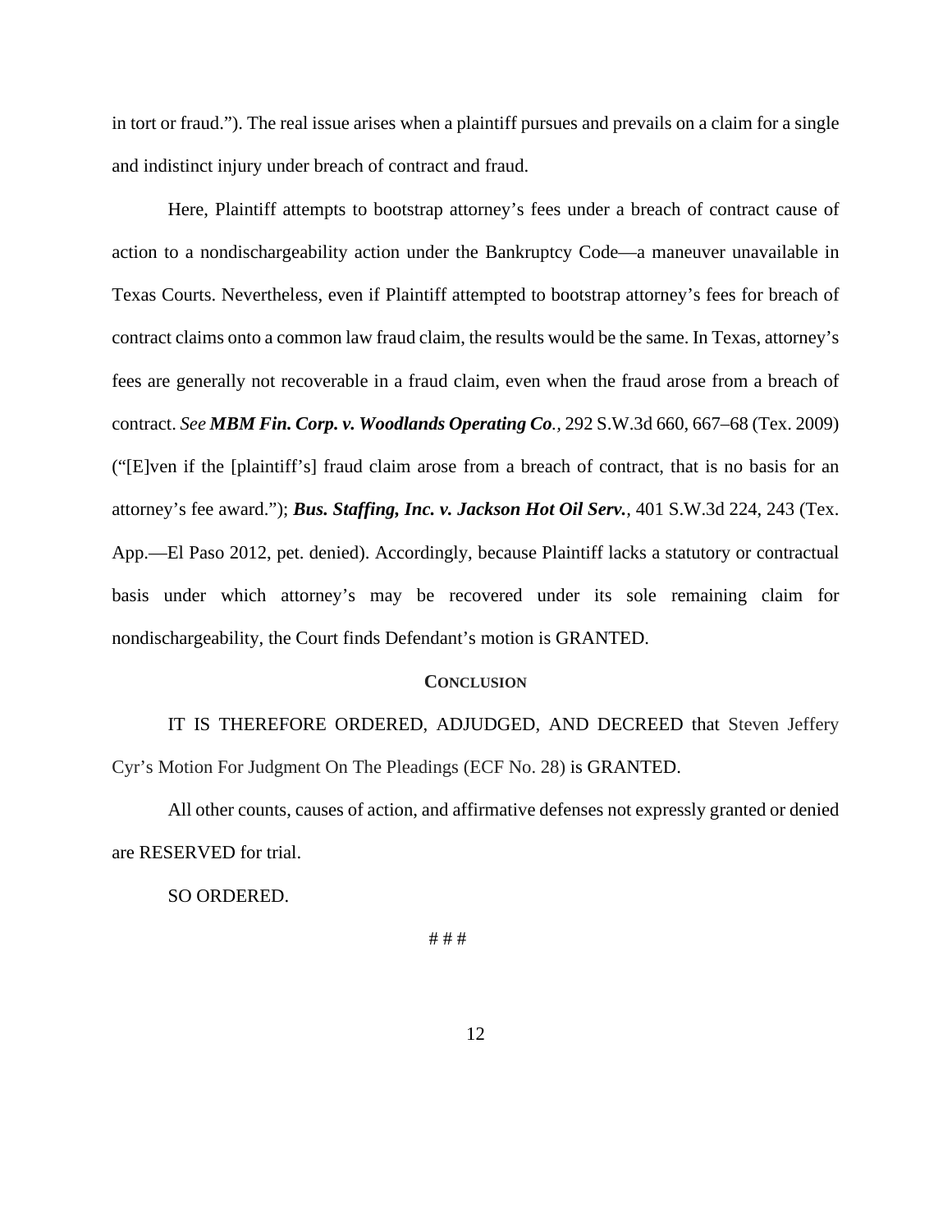in tort or fraud."). The real issue arises when a plaintiff pursues and prevails on a claim for a single and indistinct injury under breach of contract and fraud.

Here, Plaintiff attempts to bootstrap attorney's fees under a breach of contract cause of action to a nondischargeability action under the Bankruptcy Code—a maneuver unavailable in Texas Courts. Nevertheless, even if Plaintiff attempted to bootstrap attorney's fees for breach of contract claims onto a common law fraud claim, the results would be the same. In Texas, attorney's fees are generally not recoverable in a fraud claim, even when the fraud arose from a breach of contract. *See* ***MBM Fin. Corp. v. Woodlands Operating Co****.*, 292 S.W.3d 660, 667–68 (Tex. 2009) ("[E]ven if the [plaintiff's] fraud claim arose from a breach of contract, that is no basis for an attorney's fee award."); ***Bus. Staffing, Inc. v. Jackson Hot Oil Serv.****,* 401 S.W.3d 224, 243 (Tex. App.—El Paso 2012, pet. denied). Accordingly, because Plaintiff lacks a statutory or contractual basis under which attorney's may be recovered under its sole remaining claim for nondischargeability, the Court finds Defendant's motion is GRANTED.

## CONCLUSION

IT IS THEREFORE ORDERED, ADJUDGED, AND DECREED that Steven Jeffery Cyr's Motion For Judgment On The Pleadings (ECF No. 28) is GRANTED.

All other counts, causes of action, and affirmative defenses not expressly granted or denied are RESERVED for trial.

SO ORDERED.

# # #